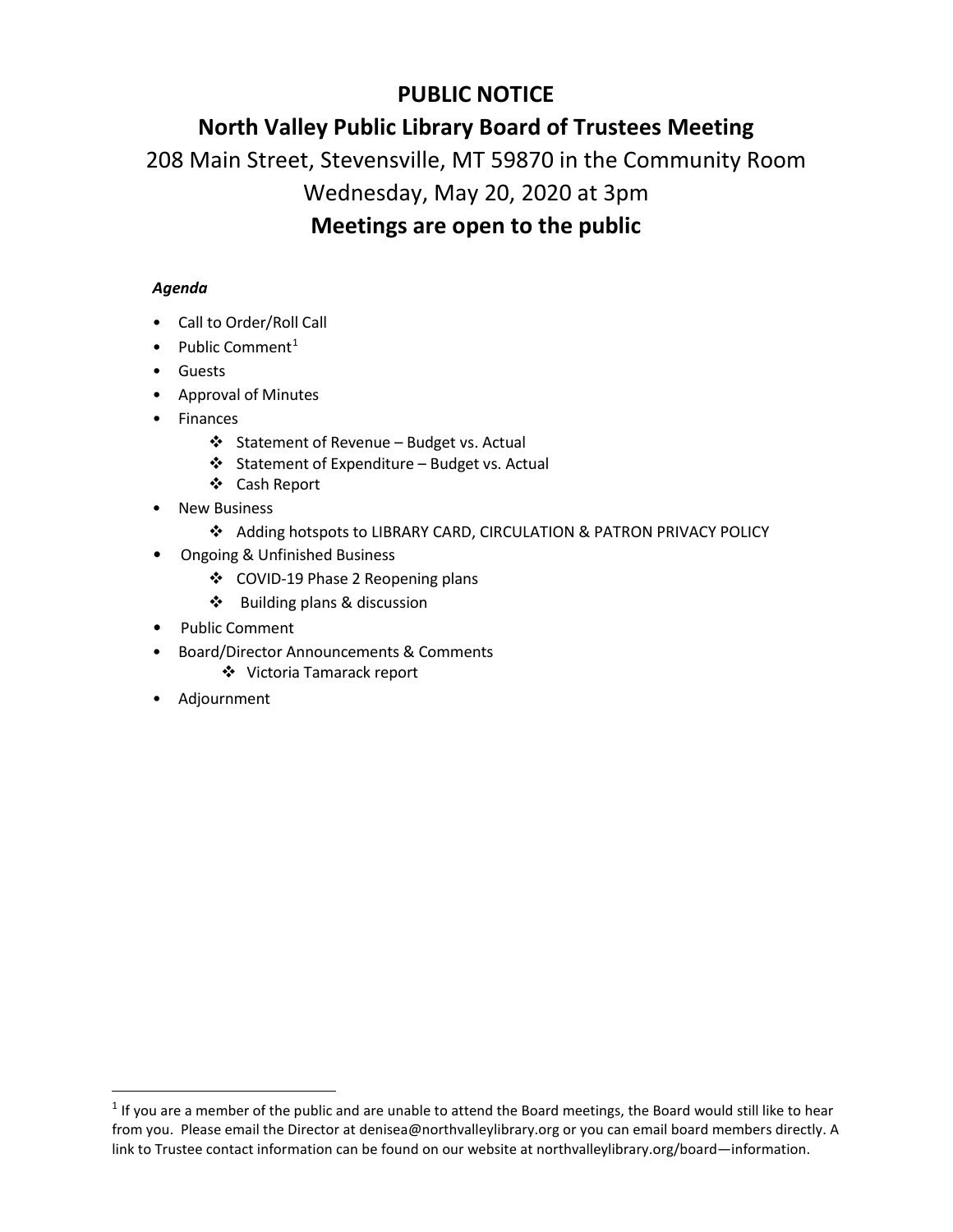# PUBLIC NOTICE

## North Valley Public Library Board of Trustees Meeting

208 Main Street, Stevensville, MT 59870 in the Community Room

Wednesday, May 20, 2020 at 3pm

**Meetings are open to the public**

***Agenda***

- Call to Order/Roll Call
- Public Comment[1]
- Guests
- Approval of Minutes
- Finances
  - ❖ Statement of Revenue – Budget vs. Actual
  - ❖ Statement of Expenditure – Budget vs. Actual
  - ❖ Cash Report
- New Business
  - ❖ Adding hotspots to LIBRARY CARD, CIRCULATION & PATRON PRIVACY POLICY
- Ongoing & Unfinished Business
  - ❖ COVID-19 Phase 2 Reopening plans
  - ❖ Building plans & discussion
- Public Comment
- Board/Director Announcements & Comments
  - ❖ Victoria Tamarack report
- Adjournment

---

[1] If you are a member of the public and are unable to attend the Board meetings, the Board would still like to hear from you. Please email the Director at denisea@northvalleylibrary.org or you can email board members directly. A link to Trustee contact information can be found on our website at northvalleylibrary.org/board—information.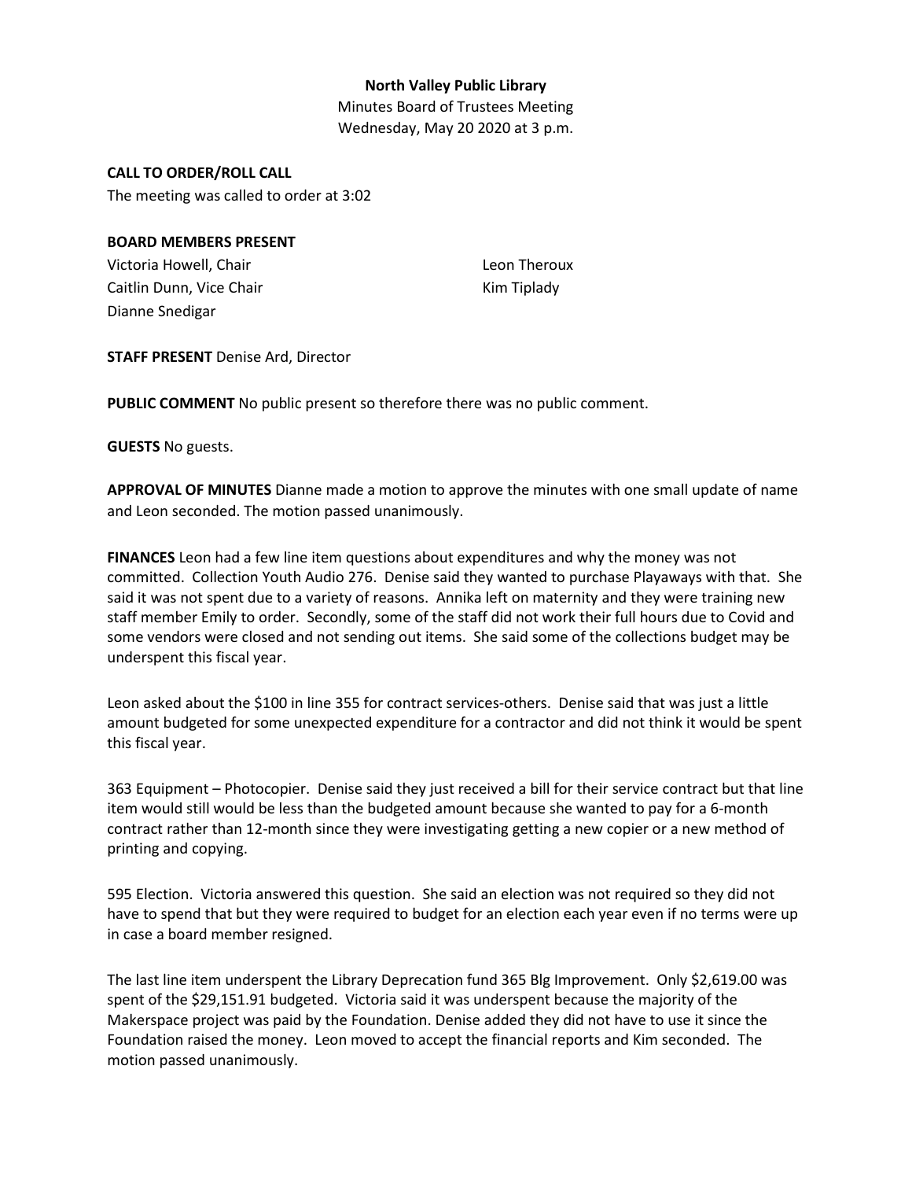**North Valley Public Library**

Minutes Board of Trustees Meeting

Wednesday, May 20 2020 at 3 p.m.

**CALL TO ORDER/ROLL CALL**

The meeting was called to order at 3:02

**BOARD MEMBERS PRESENT**

Victoria Howell, Chair

Caitlin Dunn, Vice Chair

Dianne Snedigar

Leon Theroux

Kim Tiplady

**STAFF PRESENT** Denise Ard, Director

**PUBLIC COMMENT** No public present so therefore there was no public comment.

**GUESTS** No guests.

**APPROVAL OF MINUTES** Dianne made a motion to approve the minutes with one small update of name and Leon seconded. The motion passed unanimously.

**FINANCES** Leon had a few line item questions about expenditures and why the money was not committed. Collection Youth Audio 276. Denise said they wanted to purchase Playaways with that. She said it was not spent due to a variety of reasons. Annika left on maternity and they were training new staff member Emily to order. Secondly, some of the staff did not work their full hours due to Covid and some vendors were closed and not sending out items. She said some of the collections budget may be underspent this fiscal year.

Leon asked about the $100 in line 355 for contract services-others. Denise said that was just a little amount budgeted for some unexpected expenditure for a contractor and did not think it would be spent this fiscal year.

363 Equipment – Photocopier. Denise said they just received a bill for their service contract but that line item would still would be less than the budgeted amount because she wanted to pay for a 6-month contract rather than 12-month since they were investigating getting a new copier or a new method of printing and copying.

595 Election. Victoria answered this question. She said an election was not required so they did not have to spend that but they were required to budget for an election each year even if no terms were up in case a board member resigned.

The last line item underspent the Library Deprecation fund 365 Blg Improvement. Only $2,619.00 was spent of the $29,151.91 budgeted. Victoria said it was underspent because the majority of the Makerspace project was paid by the Foundation. Denise added they did not have to use it since the Foundation raised the money. Leon moved to accept the financial reports and Kim seconded. The motion passed unanimously.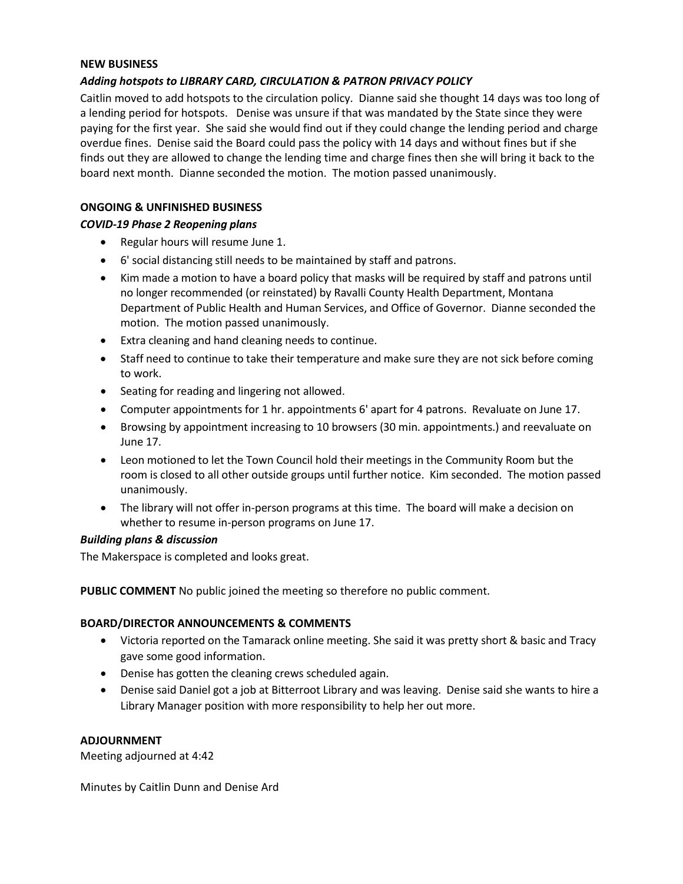**NEW BUSINESS**

***Adding hotspots to LIBRARY CARD, CIRCULATION & PATRON PRIVACY POLICY***

Caitlin moved to add hotspots to the circulation policy. Dianne said she thought 14 days was too long of a lending period for hotspots. Denise was unsure if that was mandated by the State since they were paying for the first year. She said she would find out if they could change the lending period and charge overdue fines. Denise said the Board could pass the policy with 14 days and without fines but if she finds out they are allowed to change the lending time and charge fines then she will bring it back to the board next month. Dianne seconded the motion. The motion passed unanimously.

**ONGOING & UNFINISHED BUSINESS**

***COVID-19 Phase 2 Reopening plans***

- Regular hours will resume June 1.
- 6' social distancing still needs to be maintained by staff and patrons.
- Kim made a motion to have a board policy that masks will be required by staff and patrons until no longer recommended (or reinstated) by Ravalli County Health Department, Montana Department of Public Health and Human Services, and Office of Governor. Dianne seconded the motion. The motion passed unanimously.
- Extra cleaning and hand cleaning needs to continue.
- Staff need to continue to take their temperature and make sure they are not sick before coming to work.
- Seating for reading and lingering not allowed.
- Computer appointments for 1 hr. appointments 6' apart for 4 patrons. Revaluate on June 17.
- Browsing by appointment increasing to 10 browsers (30 min. appointments.) and reevaluate on June 17.
- Leon motioned to let the Town Council hold their meetings in the Community Room but the room is closed to all other outside groups until further notice. Kim seconded. The motion passed unanimously.
- The library will not offer in-person programs at this time. The board will make a decision on whether to resume in-person programs on June 17.

***Building plans & discussion***

The Makerspace is completed and looks great.

**PUBLIC COMMENT** No public joined the meeting so therefore no public comment.

**BOARD/DIRECTOR ANNOUNCEMENTS & COMMENTS**

- Victoria reported on the Tamarack online meeting. She said it was pretty short & basic and Tracy gave some good information.
- Denise has gotten the cleaning crews scheduled again.
- Denise said Daniel got a job at Bitterroot Library and was leaving. Denise said she wants to hire a Library Manager position with more responsibility to help her out more.

**ADJOURNMENT**

Meeting adjourned at 4:42

Minutes by Caitlin Dunn and Denise Ard